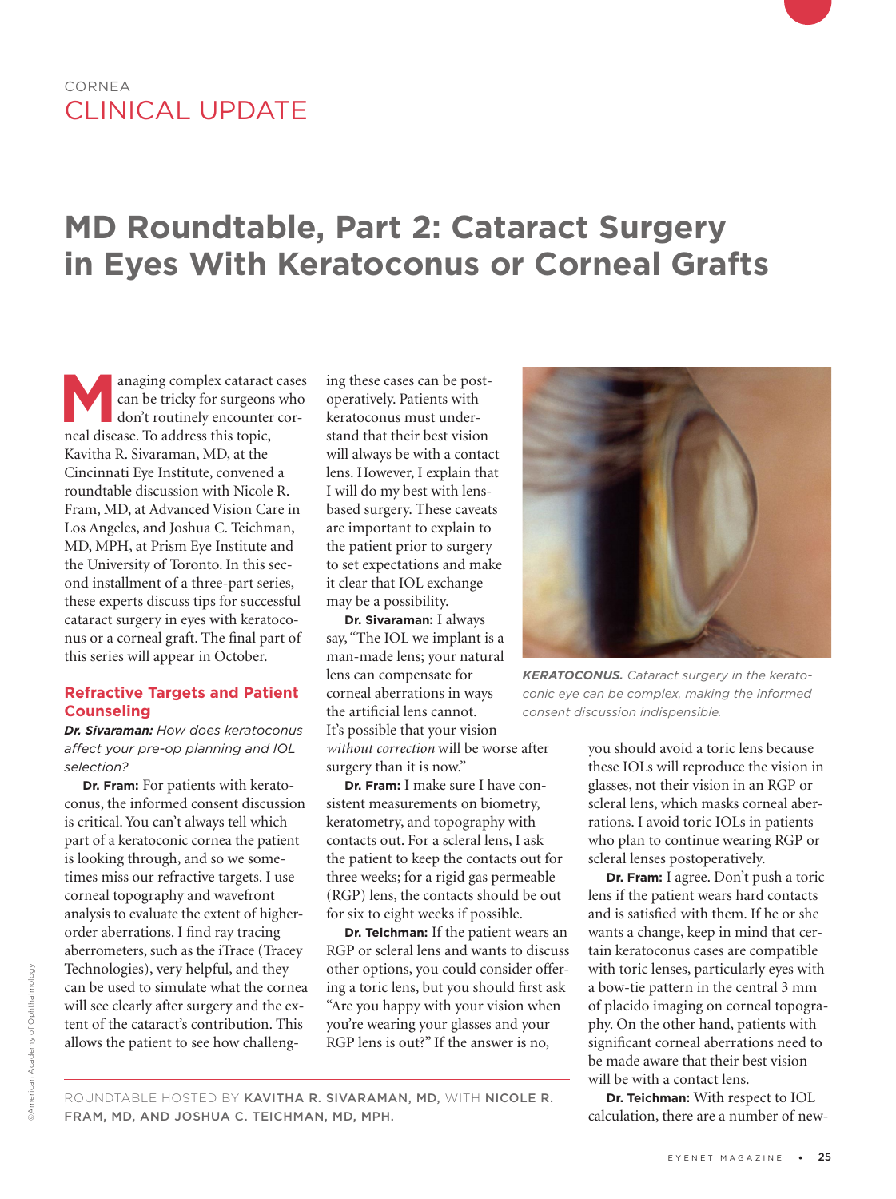CORNEA

CLINICAL UPDATE

# MD Roundtable, Part 2: Cataract Surgery in Eyes With Keratoconus or Corneal Grafts

Managing complex cataract cases can be tricky for surgeons who don't routinely encounter corneal disease. To address this topic, Kavitha R. Sivaraman, MD, at the Cincinnati Eye Institute, convened a roundtable discussion with Nicole R. Fram, MD, at Advanced Vision Care in Los Angeles, and Joshua C. Teichman, MD, MPH, at Prism Eye Institute and the University of Toronto. In this second installment of a three-part series, these experts discuss tips for successful cataract surgery in eyes with keratoconus or a corneal graft. The final part of this series will appear in October.

## Refractive Targets and Patient Counseling

***Dr. Sivaraman:*** *How does keratoconus affect your pre-op planning and IOL selection?*

**Dr. Fram:** For patients with keratoconus, the informed consent discussion is critical. You can't always tell which part of a keratoconic cornea the patient is looking through, and so we sometimes miss our refractive targets. I use corneal topography and wavefront analysis to evaluate the extent of higher-order aberrations. I find ray tracing aberrometers, such as the iTrace (Tracey Technologies), very helpful, and they can be used to simulate what the cornea will see clearly after surgery and the extent of the cataract's contribution. This allows the patient to see how challenging these cases can be postoperatively. Patients with keratoconus must understand that their best vision will always be with a contact lens. However, I explain that I will do my best with lens-based surgery. These caveats are important to explain to the patient prior to surgery to set expectations and make it clear that IOL exchange may be a possibility.

**Dr. Sivaraman:** I always say, "The IOL we implant is a man-made lens; your natural lens can compensate for corneal aberrations in ways the artificial lens cannot. It's possible that your vision *without correction* will be worse after surgery than it is now."

**Dr. Fram:** I make sure I have consistent measurements on biometry, keratometry, and topography with contacts out. For a scleral lens, I ask the patient to keep the contacts out for three weeks; for a rigid gas permeable (RGP) lens, the contacts should be out for six to eight weeks if possible.

**Dr. Teichman:** If the patient wears an RGP or scleral lens and wants to discuss other options, you could consider offering a toric lens, but you should first ask "Are you happy with your vision when you're wearing your glasses and your RGP lens is out?" If the answer is no, you should avoid a toric lens because these IOLs will reproduce the vision in glasses, not their vision in an RGP or scleral lens, which masks corneal aberrations. I avoid toric IOLs in patients who plan to continue wearing RGP or scleral lenses postoperatively.

***KERATOCONUS.*** *Cataract surgery in the keratoconic eye can be complex, making the informed consent discussion indispensible.*

**Dr. Fram:** I agree. Don't push a toric lens if the patient wears hard contacts and is satisfied with them. If he or she wants a change, keep in mind that certain keratoconus cases are compatible with toric lenses, particularly eyes with a bow-tie pattern in the central 3 mm of placido imaging on corneal topography. On the other hand, patients with significant corneal aberrations need to be made aware that their best vision will be with a contact lens.

**Dr. Teichman:** With respect to IOL calculation, there are a number of new-

ROUNDTABLE HOSTED BY KAVITHA R. SIVARAMAN, MD, WITH NICOLE R. FRAM, MD, AND JOSHUA C. TEICHMAN, MD, MPH.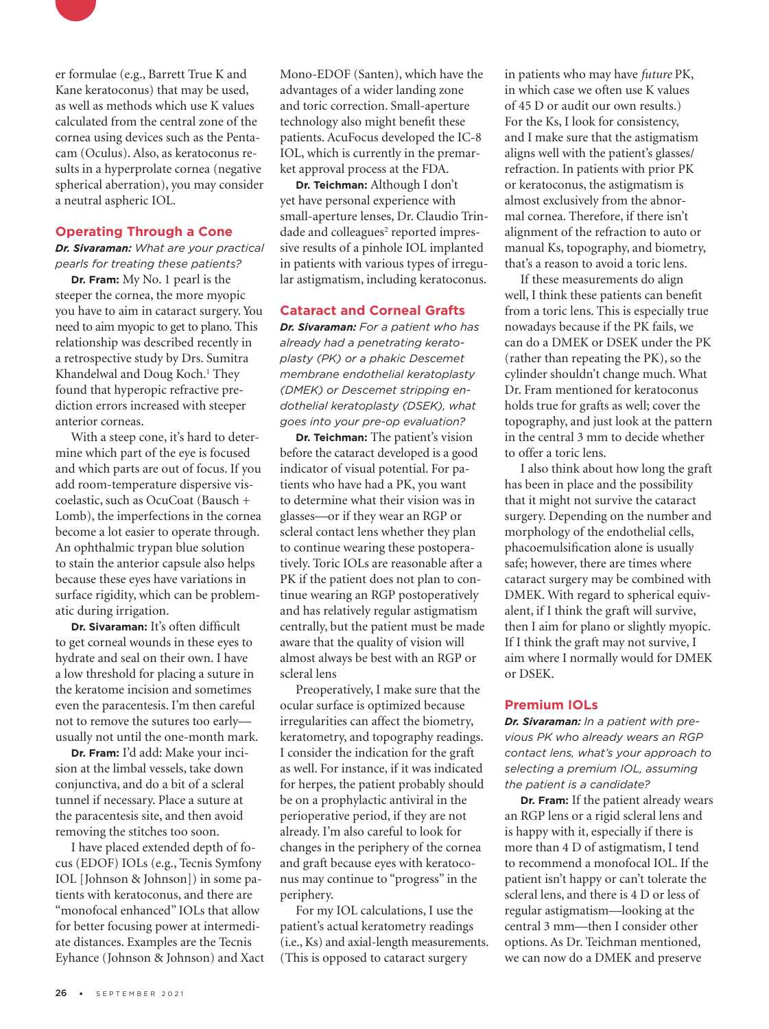er formulae (e.g., Barrett True K and Kane keratoconus) that may be used, as well as methods which use K values calculated from the central zone of the cornea using devices such as the Pentacam (Oculus). Also, as keratoconus results in a hyperprolate cornea (negative spherical aberration), you may consider a neutral aspheric IOL.

## Operating Through a Cone

***Dr. Sivaraman:*** *What are your practical pearls for treating these patients?*

**Dr. Fram:** My No. 1 pearl is the steeper the cornea, the more myopic you have to aim in cataract surgery. You need to aim myopic to get to plano. This relationship was described recently in a retrospective study by Drs. Sumitra Khandelwal and Doug Koch.[1] They found that hyperopic refractive prediction errors increased with steeper anterior corneas.

With a steep cone, it's hard to determine which part of the eye is focused and which parts are out of focus. If you add room-temperature dispersive viscoelastic, such as OcuCoat (Bausch + Lomb), the imperfections in the cornea become a lot easier to operate through. An ophthalmic trypan blue solution to stain the anterior capsule also helps because these eyes have variations in surface rigidity, which can be problematic during irrigation.

**Dr. Sivaraman:** It's often difficult to get corneal wounds in these eyes to hydrate and seal on their own. I have a low threshold for placing a suture in the keratome incision and sometimes even the paracentesis. I'm then careful not to remove the sutures too early—usually not until the one-month mark.

**Dr. Fram:** I'd add: Make your incision at the limbal vessels, take down conjunctiva, and do a bit of a scleral tunnel if necessary. Place a suture at the paracentesis site, and then avoid removing the stitches too soon.

I have placed extended depth of focus (EDOF) IOLs (e.g., Tecnis Symfony IOL [Johnson & Johnson]) in some patients with keratoconus, and there are "monofocal enhanced" IOLs that allow for better focusing power at intermediate distances. Examples are the Tecnis Eyhance (Johnson & Johnson) and Xact Mono-EDOF (Santen), which have the advantages of a wider landing zone and toric correction. Small-aperture technology also might benefit these patients. AcuFocus developed the IC-8 IOL, which is currently in the premarket approval process at the FDA.

**Dr. Teichman:** Although I don't yet have personal experience with small-aperture lenses, Dr. Claudio Trindade and colleagues[2] reported impressive results of a pinhole IOL implanted in patients with various types of irregular astigmatism, including keratoconus.

## Cataract and Corneal Grafts

***Dr. Sivaraman:*** *For a patient who has already had a penetrating keratoplasty (PK) or a phakic Descemet membrane endothelial keratoplasty (DMEK) or Descemet stripping endothelial keratoplasty (DSEK), what goes into your pre-op evaluation?*

**Dr. Teichman:** The patient's vision before the cataract developed is a good indicator of visual potential. For patients who have had a PK, you want to determine what their vision was in glasses—or if they wear an RGP or scleral contact lens whether they plan to continue wearing these postoperatively. Toric IOLs are reasonable after a PK if the patient does not plan to continue wearing an RGP postoperatively and has relatively regular astigmatism centrally, but the patient must be made aware that the quality of vision will almost always be best with an RGP or scleral lens

Preoperatively, I make sure that the ocular surface is optimized because irregularities can affect the biometry, keratometry, and topography readings. I consider the indication for the graft as well. For instance, if it was indicated for herpes, the patient probably should be on a prophylactic antiviral in the perioperative period, if they are not already. I'm also careful to look for changes in the periphery of the cornea and graft because eyes with keratoconus may continue to "progress" in the periphery.

For my IOL calculations, I use the patient's actual keratometry readings (i.e., Ks) and axial-length measurements. (This is opposed to cataract surgery in patients who may have *future* PK, in which case we often use K values of 45 D or audit our own results.) For the Ks, I look for consistency, and I make sure that the astigmatism aligns well with the patient's glasses/refraction. In patients with prior PK or keratoconus, the astigmatism is almost exclusively from the abnormal cornea. Therefore, if there isn't alignment of the refraction to auto or manual Ks, topography, and biometry, that's a reason to avoid a toric lens.

If these measurements do align well, I think these patients can benefit from a toric lens. This is especially true nowadays because if the PK fails, we can do a DMEK or DSEK under the PK (rather than repeating the PK), so the cylinder shouldn't change much. What Dr. Fram mentioned for keratoconus holds true for grafts as well; cover the topography, and just look at the pattern in the central 3 mm to decide whether to offer a toric lens.

I also think about how long the graft has been in place and the possibility that it might not survive the cataract surgery. Depending on the number and morphology of the endothelial cells, phacoemulsification alone is usually safe; however, there are times where cataract surgery may be combined with DMEK. With regard to spherical equivalent, if I think the graft will survive, then I aim for plano or slightly myopic. If I think the graft may not survive, I aim where I normally would for DMEK or DSEK.

## Premium IOLs

***Dr. Sivaraman:*** *In a patient with previous PK who already wears an RGP contact lens, what's your approach to selecting a premium IOL, assuming the patient is a candidate?*

**Dr. Fram:** If the patient already wears an RGP lens or a rigid scleral lens and is happy with it, especially if there is more than 4 D of astigmatism, I tend to recommend a monofocal IOL. If the patient isn't happy or can't tolerate the scleral lens, and there is 4 D or less of regular astigmatism—looking at the central 3 mm—then I consider other options. As Dr. Teichman mentioned, we can now do a DMEK and preserve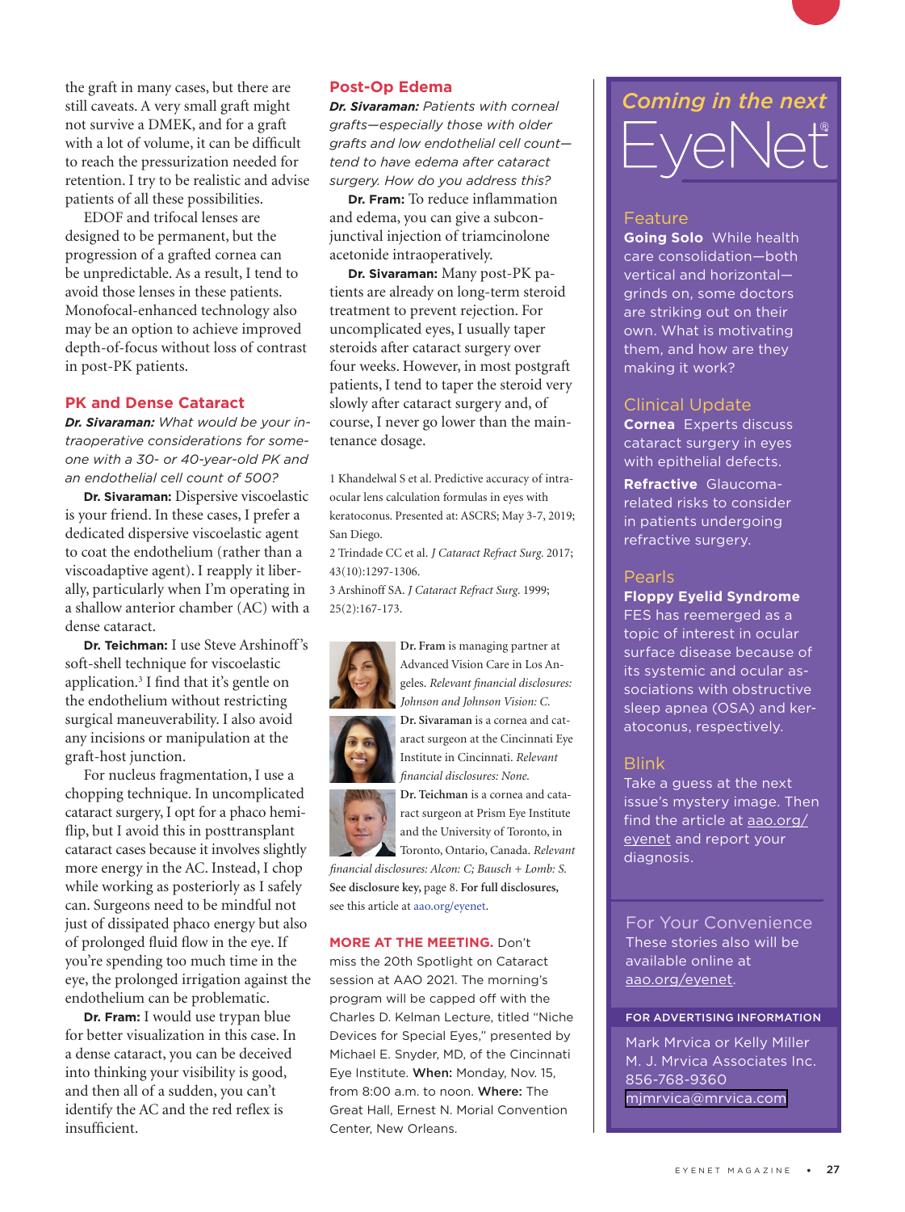the graft in many cases, but there are still caveats. A very small graft might not survive a DMEK, and for a graft with a lot of volume, it can be difficult to reach the pressurization needed for retention. I try to be realistic and advise patients of all these possibilities.

EDOF and trifocal lenses are designed to be permanent, but the progression of a grafted cornea can be unpredictable. As a result, I tend to avoid those lenses in these patients. Monofocal-enhanced technology also may be an option to achieve improved depth-of-focus without loss of contrast in post-PK patients.

## PK and Dense Cataract

***Dr. Sivaraman:*** *What would be your intraoperative considerations for someone with a 30- or 40-year-old PK and an endothelial cell count of 500?*

**Dr. Sivaraman:** Dispersive viscoelastic is your friend. In these cases, I prefer a dedicated dispersive viscoelastic agent to coat the endothelium (rather than a viscoadaptive agent). I reapply it liberally, particularly when I'm operating in a shallow anterior chamber (AC) with a dense cataract.

**Dr. Teichman:** I use Steve Arshinoff's soft-shell technique for viscoelastic application.[3] I find that it's gentle on the endothelium without restricting surgical maneuverability. I also avoid any incisions or manipulation at the graft-host junction.

For nucleus fragmentation, I use a chopping technique. In uncomplicated cataract surgery, I opt for a phaco hemi-flip, but I avoid this in posttransplant cataract cases because it involves slightly more energy in the AC. Instead, I chop while working as posteriorly as I safely can. Surgeons need to be mindful not just of dissipated phaco energy but also of prolonged fluid flow in the eye. If you're spending too much time in the eye, the prolonged irrigation against the endothelium can be problematic.

**Dr. Fram:** I would use trypan blue for better visualization in this case. In a dense cataract, you can be deceived into thinking your visibility is good, and then all of a sudden, you can't identify the AC and the red reflex is insufficient.

## Post-Op Edema

***Dr. Sivaraman:*** *Patients with corneal grafts—especially those with older grafts and low endothelial cell count—tend to have edema after cataract surgery. How do you address this?*

**Dr. Fram:** To reduce inflammation and edema, you can give a subconjunctival injection of triamcinolone acetonide intraoperatively.

**Dr. Sivaraman:** Many post-PK patients are already on long-term steroid treatment to prevent rejection. For uncomplicated eyes, I usually taper steroids after cataract surgery over four weeks. However, in most postgraft patients, I tend to taper the steroid very slowly after cataract surgery and, of course, I never go lower than the maintenance dosage.

1 Khandelwal S et al. Predictive accuracy of intraocular lens calculation formulas in eyes with keratoconus. Presented at: ASCRS; May 3-7, 2019; San Diego.

2 Trindade CC et al. *J Cataract Refract Surg.* 2017; 43(10):1297-1306.

3 Arshinoff SA. *J Cataract Refract Surg.* 1999; 25(2):167-173.

**Dr. Fram** is managing partner at Advanced Vision Care in Los Angeles. *Relevant financial disclosures: Johnson and Johnson Vision: C.*

**Dr. Sivaraman** is a cornea and cataract surgeon at the Cincinnati Eye Institute in Cincinnati. *Relevant financial disclosures: None.*

**Dr. Teichman** is a cornea and cataract surgeon at Prism Eye Institute and the University of Toronto, in Toronto, Ontario, Canada. *Relevant financial disclosures: Alcon: C; Bausch + Lomb: S.*

**See disclosure key,** page 8. **For full disclosures,** see this article at aao.org/eyenet.

**MORE AT THE MEETING.** Don't miss the 20th Spotlight on Cataract session at AAO 2021. The morning's program will be capped off with the Charles D. Kelman Lecture, titled "Niche Devices for Special Eyes," presented by Michael E. Snyder, MD, of the Cincinnati Eye Institute. **When:** Monday, Nov. 15, from 8:00 a.m. to noon. **Where:** The Great Hall, Ernest N. Morial Convention Center, New Orleans.

## *Coming in the next* EyeNet®

### Feature

**Going Solo** While health care consolidation—both vertical and horizontal—grinds on, some doctors are striking out on their own. What is motivating them, and how are they making it work?

### Clinical Update

**Cornea** Experts discuss cataract surgery in eyes with epithelial defects.

**Refractive** Glaucoma-related risks to consider in patients undergoing refractive surgery.

### Pearls

**Floppy Eyelid Syndrome** FES has reemerged as a topic of interest in ocular surface disease because of its systemic and ocular associations with obstructive sleep apnea (OSA) and keratoconus, respectively.

### Blink

Take a guess at the next issue's mystery image. Then find the article at aao.org/eyenet and report your diagnosis.

### For Your Convenience

These stories also will be available online at aao.org/eyenet.

**FOR ADVERTISING INFORMATION**

Mark Mrvica or Kelly Miller
M. J. Mrvica Associates Inc.
856-768-9360
mjmrvica@mrvica.com